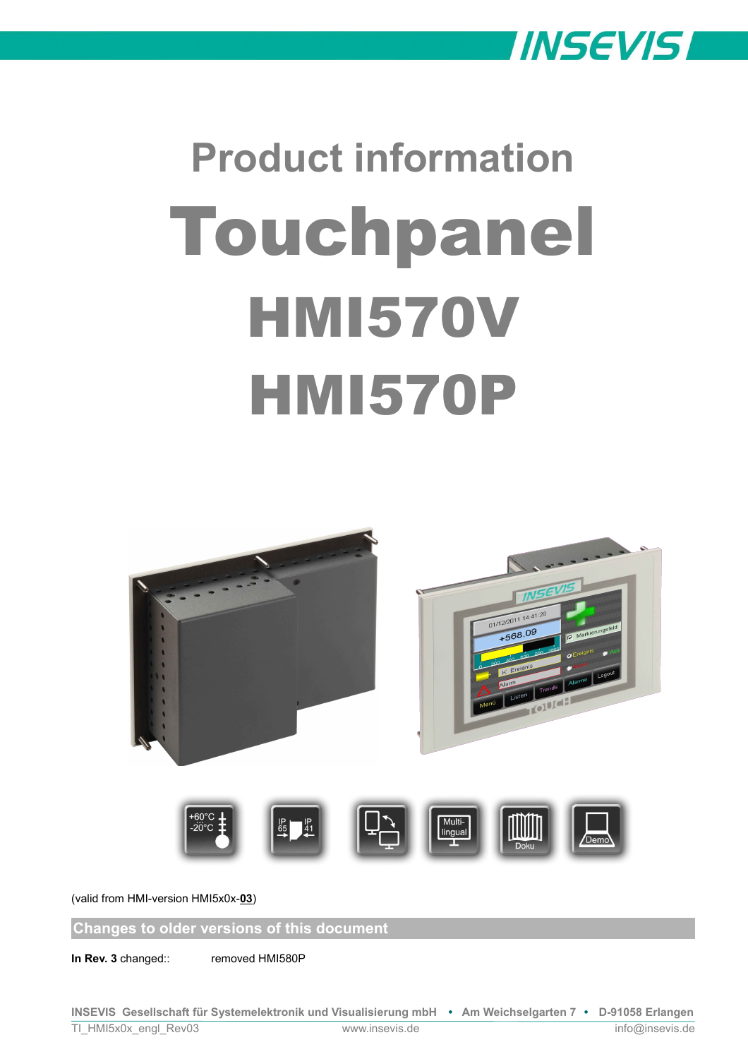# Product information

# Touchpanel

# HMI570V

# HMI570P

(valid from HMI-version HMI5x0x-**03**)

## Changes to older versions of this document

**In Rev. 3** changed:: removed HMI580P

**INSEVIS Gesellschaft für Systemelektronik und Visualisierung mbH • Am Weichselgarten 7 • D-91058 Erlangen**

TI_HMI5x0x_engl_Rev03 www.insevis.de info@insevis.de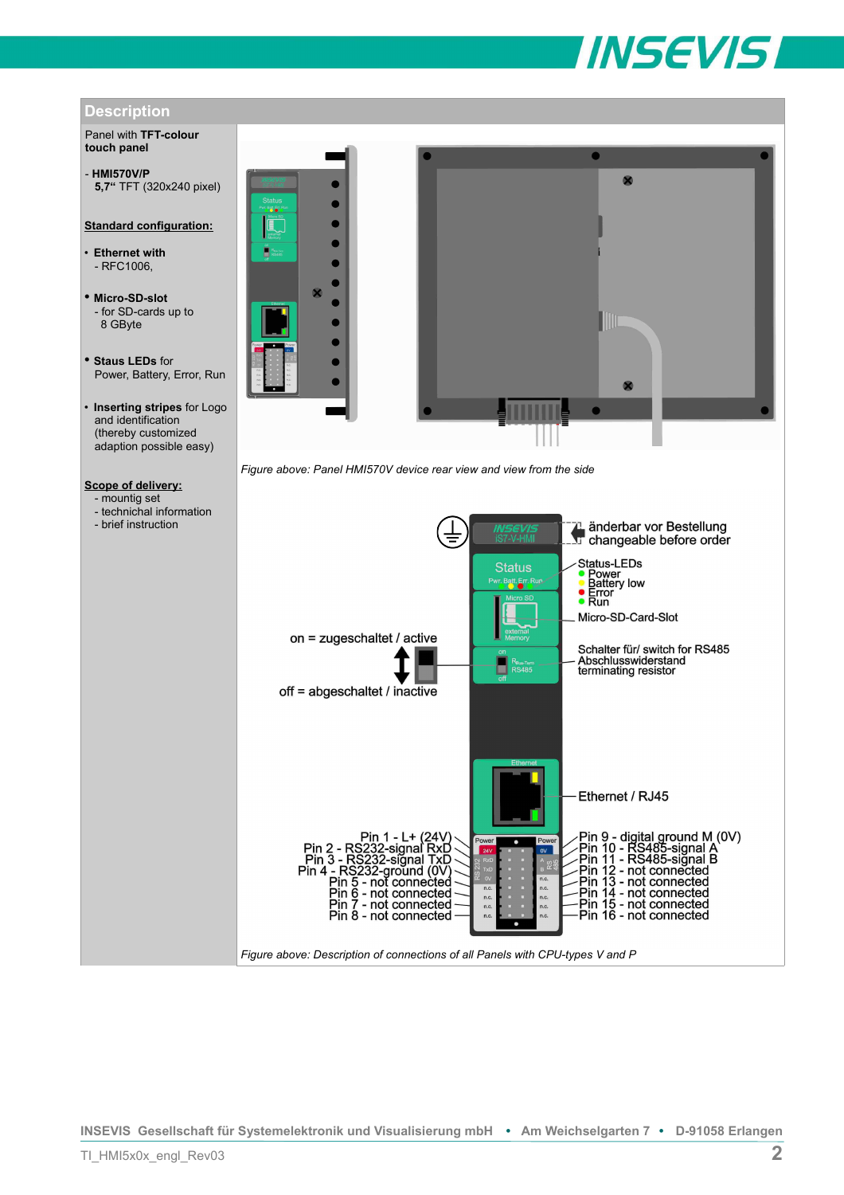## Description

Panel with **TFT-colour touch panel**

- **HMI570V/P**
  **5,7"** TFT (320x240 pixel)

**Standard configuration:**

- **Ethernet with**
  - RFC1006,
- **Micro-SD-slot**
  - for SD-cards up to 8 GByte
- **Staus LEDs** for Power, Battery, Error, Run
- **Inserting stripes** for Logo and identification (thereby customized adaption possible easy)

**Scope of delivery:**

- mountig set
- technichal information
- brief instruction

*Figure above: Panel HMI570V device rear view and view from the side*

änderbar vor Bestellung
changeable before order

Status-LEDs
- Power
- Battery low
- Error
- Run

Micro-SD-Card-Slot

Schalter für/ switch for RS485 Abschlusswiderstand terminating resistor

on = zugeschaltet / active

off = abgeschaltet / inactive

Ethernet / RJ45

Pin 1 - L+ (24V)
Pin 2 - RS232-signal RxD
Pin 3 - RS232-signal TxD
Pin 4 - RS232-ground (0V)
Pin 5 - not connected
Pin 6 - not connected
Pin 7 - not connected
Pin 8 - not connected

Pin 9 - digital ground M (0V)
Pin 10 - RS485-signal A
Pin 11 - RS485-signal B
Pin 12 - not connected
Pin 13 - not connected
Pin 14 - not connected
Pin 15 - not connected
Pin 16 - not connected

*Figure above: Description of connections of all Panels with CPU-types V and P*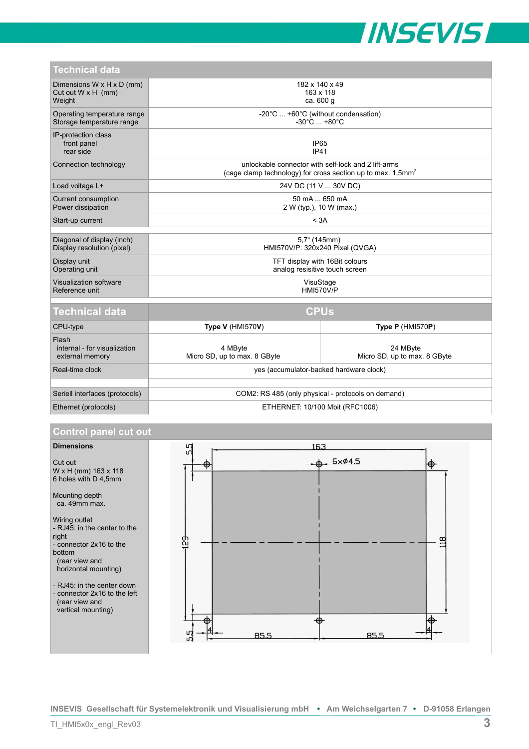## Technical data

| Technical data | |
|---|---|
| Dimensions W x H x D (mm)<br>Cut out W x H (mm)<br>Weight | 182 x 140 x 49<br>163 x 118<br>ca. 600 g |
| Operating temperature range<br>Storage temperature range | -20°C ... +60°C (without condensation)<br>-30°C ... +80°C |
| IP-protection class<br>front panel<br>rear side | <br>IP65<br>IP41 |
| Connection technology | unlockable connector with self-lock and 2 lift-arms<br>(cage clamp technology) for cross section up to max. 1,5mm² |
| Load voltage L+ | 24V DC (11 V ... 30V DC) |
| Current consumption<br>Power dissipation | 50 mA ... 650 mA<br>2 W (typ.), 10 W (max.) |
| Start-up current | < 3A |
| | |
| Diagonal of display (inch)<br>Display resolution (pixel) | 5,7“ (145mm)<br>HMI570V/P: 320x240 Pixel (QVGA) |
| Display unit<br>Operating unit | TFT display with 16Bit colours<br>analog resisitive touch screen |
| Visualization software<br>Reference unit | VisuStage<br>HMI570V/P |

| Technical data | CPUs | |
|---|---|---|
| CPU-type | **Type V** (HMI570**V**) | **Type P** (HMI570**P**) |
| Flash<br>internal - for visualization<br>external memory | <br>4 MByte<br>Micro SD, up to max. 8 GByte | <br>24 MByte<br>Micro SD, up to max. 8 GByte |
| Real-time clock | yes (accumulator-backed hardware clock) | |
| | | |
| Seriell interfaces (protocols) | COM2: RS 485 (only physical - protocols on demand) | |
| Ethernet (protocols) | ETHERNET: 10/100 Mbit (RFC1006) | |

## Control panel cut out

**Dimensions**

Cut out
W x H (mm) 163 x 118
6 holes with D 4,5mm

Mounting depth
ca. 49mm max.

Wiring outlet
- RJ45: in the center to the right
- connector 2x16 to the bottom
  (rear view and horizontal mounting)

- RJ45: in the center down
- connector 2x16 to the left
  (rear view and vertical mounting)

INSEVIS Gesellschaft für Systemelektronik und Visualisierung mbH • Am Weichselgarten 7 • D-91058 Erlangen

TI_HMI5x0x_engl_Rev03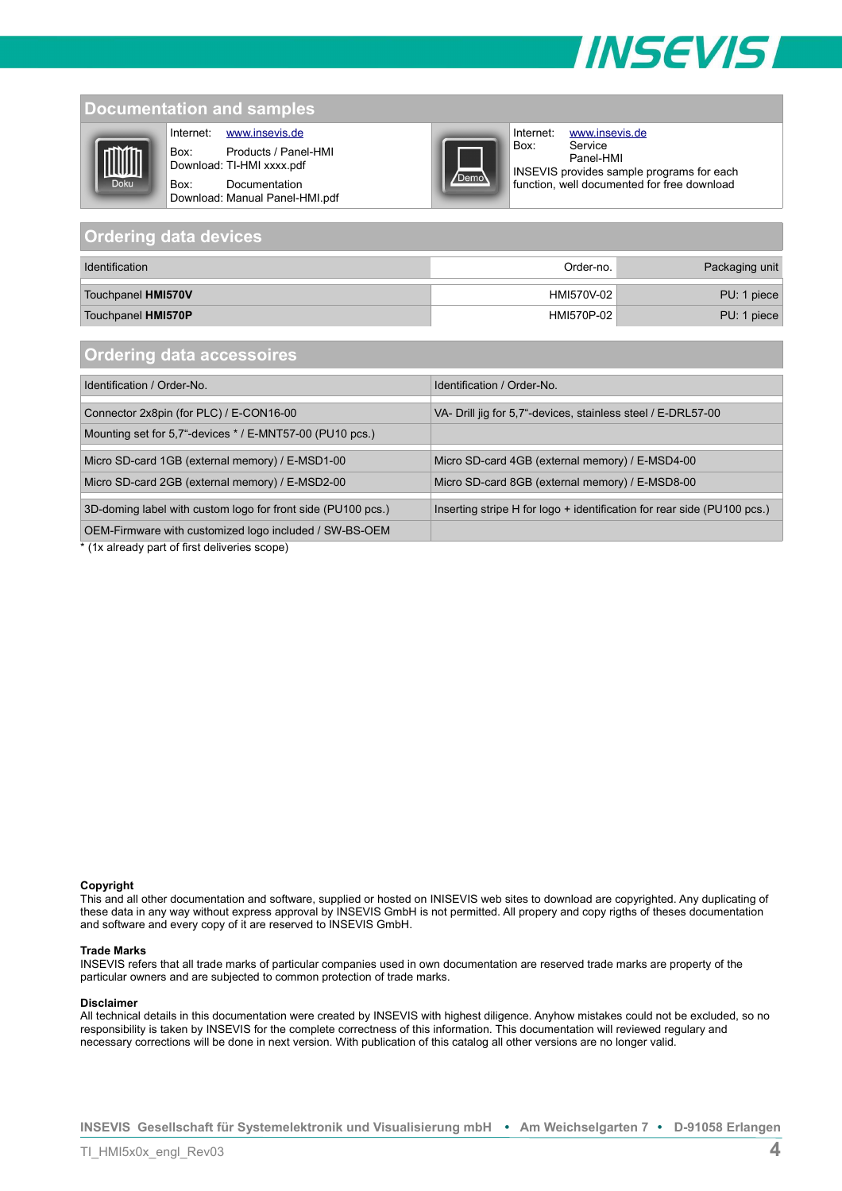## Documentation and samples

Doku

Internet: www.insevis.de
Box: Products / Panel-HMI
Download: TI-HMI xxxx.pdf
Box: Documentation
Download: Manual Panel-HMI.pdf

Demo

Internet: www.insevis.de
Box: Service
Panel-HMI
INSEVIS provides sample programs for each function, well documented for free download

## Ordering data devices

| Identification | Order-no. | Packaging unit |
|---|---|---|
| Touchpanel **HMI570V** | HMI570V-02 | PU: 1 piece |
| Touchpanel **HMI570P** | HMI570P-02 | PU: 1 piece |

## Ordering data accessoires

| Identification / Order-No. | Identification / Order-No. |
|---|---|
| Connector 2x8pin (for PLC) / E-CON16-00 | VA- Drill jig for 5,7“-devices, stainless steel / E-DRL57-00 |
| Mounting set for 5,7“-devices * / E-MNT57-00 (PU10 pcs.) | |
| Micro SD-card 1GB (external memory) / E-MSD1-00 | Micro SD-card 4GB (external memory) / E-MSD4-00 |
| Micro SD-card 2GB (external memory) / E-MSD2-00 | Micro SD-card 8GB (external memory) / E-MSD8-00 |
| 3D-doming label with custom logo for front side (PU100 pcs.) | Inserting stripe H for logo + identification for rear side (PU100 pcs.) |
| OEM-Firmware with customized logo included / SW-BS-OEM | |

* (1x already part of first deliveries scope)

**Copyright**
This and all other documentation and software, supplied or hosted on INISEVIS web sites to download are copyrighted. Any duplicating of these data in any way without express approval by INSEVIS GmbH is not permitted. All propery and copy rigths of theses documentation and software and every copy of it are reserved to INSEVIS GmbH.

**Trade Marks**
INSEVIS refers that all trade marks of particular companies used in own documentation are reserved trade marks are property of the particular owners and are subjected to common protection of trade marks.

**Disclaimer**
All technical details in this documentation were created by INSEVIS with highest diligence. Anyhow mistakes could not be excluded, so no responsibility is taken by INSEVIS for the complete correctness of this information. This documentation will reviewed regulary and necessary corrections will be done in next version. With publication of this catalog all other versions are no longer valid.